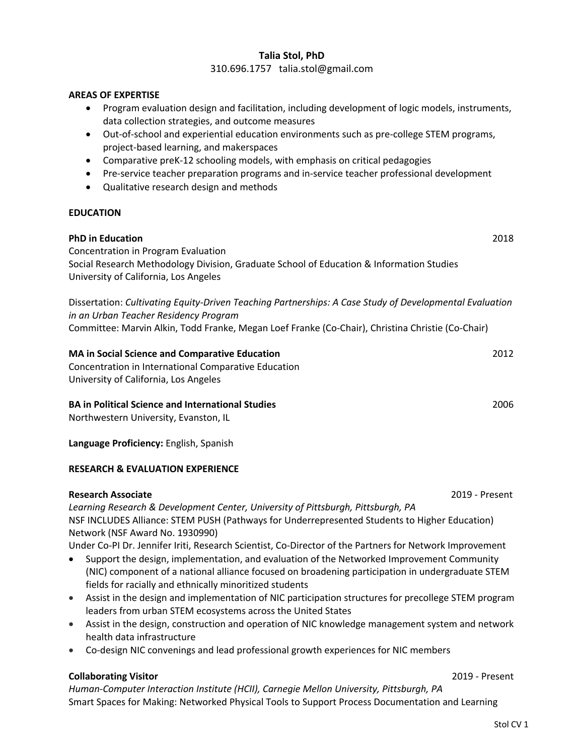# Talia Stol, PhD

310.696.1757 talia.stol@gmail.com

## AREAS OF EXPERTISE

- Program evaluation design and facilitation, including development of logic models, instruments, data collection strategies, and outcome measures
- Out-of-school and experiential education environments such as pre-college STEM programs, project-based learning, and makerspaces
- Comparative preK-12 schooling models, with emphasis on critical pedagogies
- Pre-service teacher preparation programs and in-service teacher professional development
- Qualitative research design and methods

## EDUCATION

**PhD in Education** 2018
Concentration in Program Evaluation
Social Research Methodology Division, Graduate School of Education & Information Studies
University of California, Los Angeles

Dissertation: *Cultivating Equity-Driven Teaching Partnerships: A Case Study of Developmental Evaluation in an Urban Teacher Residency Program*
Committee: Marvin Alkin, Todd Franke, Megan Loef Franke (Co-Chair), Christina Christie (Co-Chair)

**MA in Social Science and Comparative Education** 2012
Concentration in International Comparative Education
University of California, Los Angeles

**BA in Political Science and International Studies** 2006
Northwestern University, Evanston, IL

**Language Proficiency:** English, Spanish

## RESEARCH & EVALUATION EXPERIENCE

**Research Associate** 2019 - Present
*Learning Research & Development Center, University of Pittsburgh, Pittsburgh, PA*
NSF INCLUDES Alliance: STEM PUSH (Pathways for Underrepresented Students to Higher Education) Network (NSF Award No. 1930990)
Under Co-PI Dr. Jennifer Iriti, Research Scientist, Co-Director of the Partners for Network Improvement

- Support the design, implementation, and evaluation of the Networked Improvement Community (NIC) component of a national alliance focused on broadening participation in undergraduate STEM fields for racially and ethnically minoritized students
- Assist in the design and implementation of NIC participation structures for precollege STEM program leaders from urban STEM ecosystems across the United States
- Assist in the design, construction and operation of NIC knowledge management system and network health data infrastructure
- Co-design NIC convenings and lead professional growth experiences for NIC members

**Collaborating Visitor** 2019 - Present
*Human-Computer Interaction Institute (HCII), Carnegie Mellon University, Pittsburgh, PA*
Smart Spaces for Making: Networked Physical Tools to Support Process Documentation and Learning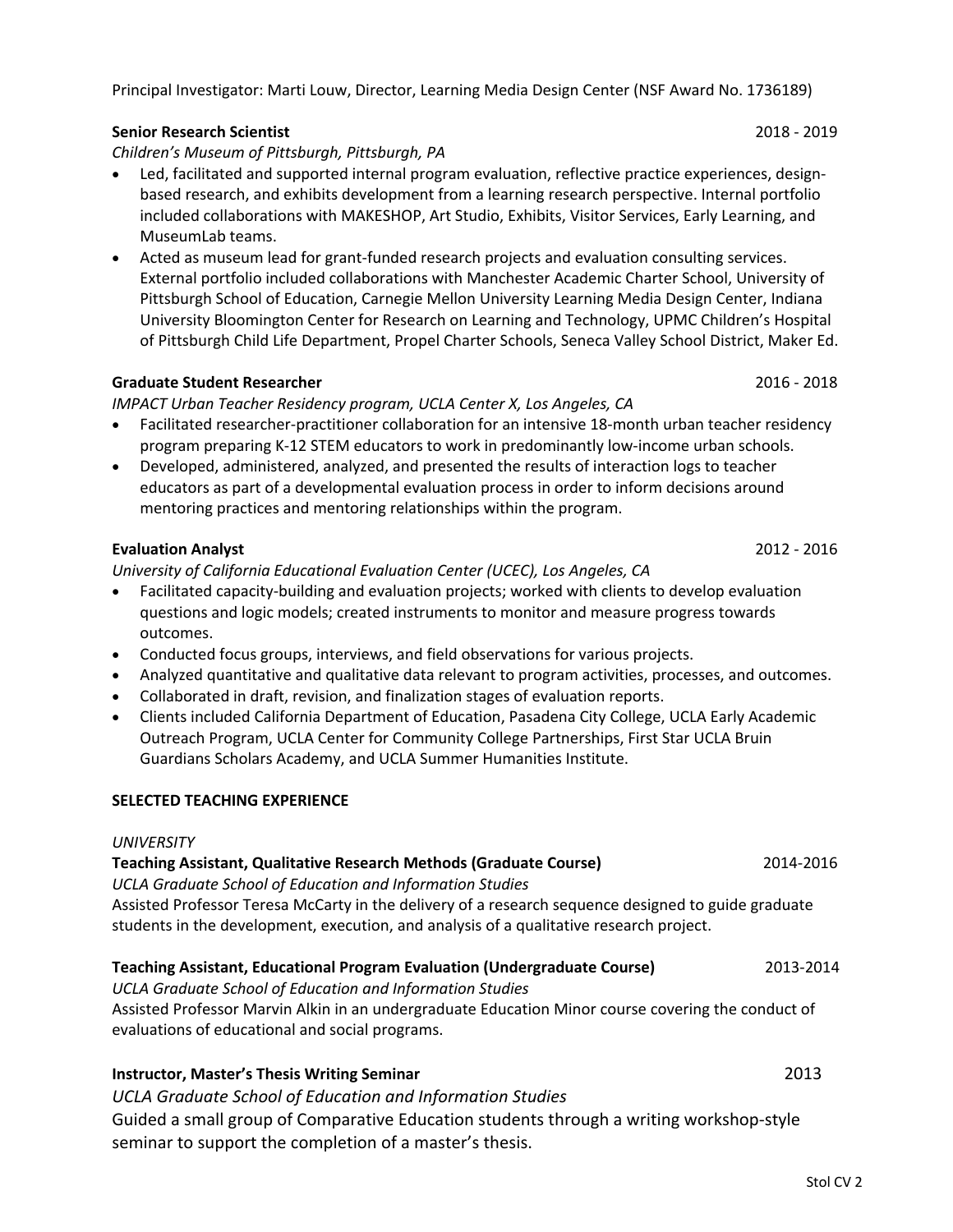Principal Investigator: Marti Louw, Director, Learning Media Design Center (NSF Award No. 1736189)

**Senior Research Scientist** 2018 - 2019

*Children's Museum of Pittsburgh, Pittsburgh, PA*

- Led, facilitated and supported internal program evaluation, reflective practice experiences, design-based research, and exhibits development from a learning research perspective. Internal portfolio included collaborations with MAKESHOP, Art Studio, Exhibits, Visitor Services, Early Learning, and MuseumLab teams.
- Acted as museum lead for grant-funded research projects and evaluation consulting services. External portfolio included collaborations with Manchester Academic Charter School, University of Pittsburgh School of Education, Carnegie Mellon University Learning Media Design Center, Indiana University Bloomington Center for Research on Learning and Technology, UPMC Children's Hospital of Pittsburgh Child Life Department, Propel Charter Schools, Seneca Valley School District, Maker Ed.

**Graduate Student Researcher** 2016 - 2018

*IMPACT Urban Teacher Residency program, UCLA Center X, Los Angeles, CA*

- Facilitated researcher-practitioner collaboration for an intensive 18-month urban teacher residency program preparing K-12 STEM educators to work in predominantly low-income urban schools.
- Developed, administered, analyzed, and presented the results of interaction logs to teacher educators as part of a developmental evaluation process in order to inform decisions around mentoring practices and mentoring relationships within the program.

**Evaluation Analyst** 2012 - 2016

*University of California Educational Evaluation Center (UCEC), Los Angeles, CA*

- Facilitated capacity-building and evaluation projects; worked with clients to develop evaluation questions and logic models; created instruments to monitor and measure progress towards outcomes.
- Conducted focus groups, interviews, and field observations for various projects.
- Analyzed quantitative and qualitative data relevant to program activities, processes, and outcomes.
- Collaborated in draft, revision, and finalization stages of evaluation reports.
- Clients included California Department of Education, Pasadena City College, UCLA Early Academic Outreach Program, UCLA Center for Community College Partnerships, First Star UCLA Bruin Guardians Scholars Academy, and UCLA Summer Humanities Institute.

## SELECTED TEACHING EXPERIENCE

*UNIVERSITY*

**Teaching Assistant, Qualitative Research Methods (Graduate Course)** 2014-2016

*UCLA Graduate School of Education and Information Studies*

Assisted Professor Teresa McCarty in the delivery of a research sequence designed to guide graduate students in the development, execution, and analysis of a qualitative research project.

**Teaching Assistant, Educational Program Evaluation (Undergraduate Course)** 2013-2014

*UCLA Graduate School of Education and Information Studies*

Assisted Professor Marvin Alkin in an undergraduate Education Minor course covering the conduct of evaluations of educational and social programs.

**Instructor, Master's Thesis Writing Seminar** 2013

*UCLA Graduate School of Education and Information Studies*

Guided a small group of Comparative Education students through a writing workshop-style seminar to support the completion of a master's thesis.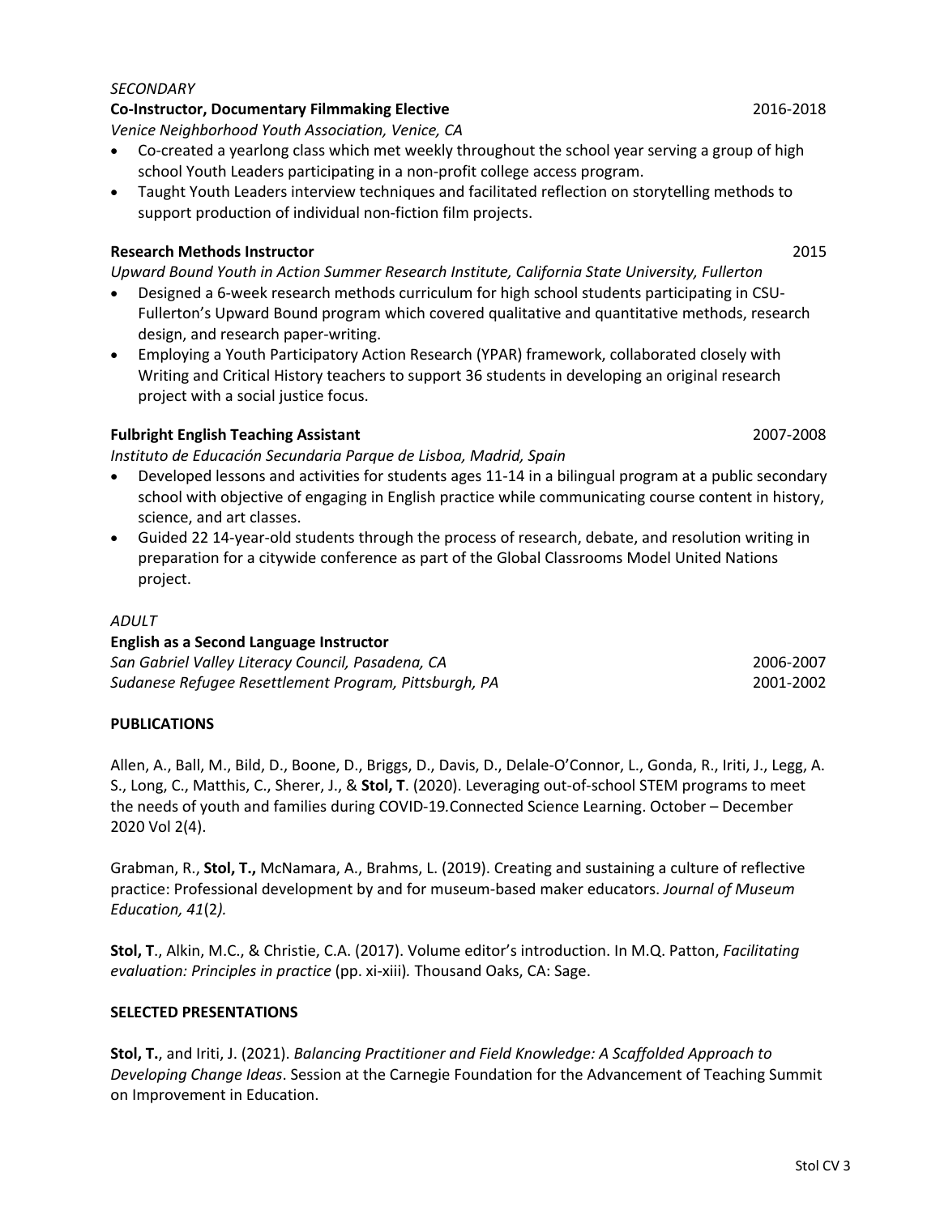*SECONDARY*

**Co-Instructor, Documentary Filmmaking Elective** 2016-2018

*Venice Neighborhood Youth Association, Venice, CA*

- Co-created a yearlong class which met weekly throughout the school year serving a group of high school Youth Leaders participating in a non-profit college access program.
- Taught Youth Leaders interview techniques and facilitated reflection on storytelling methods to support production of individual non-fiction film projects.

**Research Methods Instructor** 2015

*Upward Bound Youth in Action Summer Research Institute, California State University, Fullerton*

- Designed a 6-week research methods curriculum for high school students participating in CSU-Fullerton's Upward Bound program which covered qualitative and quantitative methods, research design, and research paper-writing.
- Employing a Youth Participatory Action Research (YPAR) framework, collaborated closely with Writing and Critical History teachers to support 36 students in developing an original research project with a social justice focus.

**Fulbright English Teaching Assistant** 2007-2008

*Instituto de Educación Secundaria Parque de Lisboa, Madrid, Spain*

- Developed lessons and activities for students ages 11-14 in a bilingual program at a public secondary school with objective of engaging in English practice while communicating course content in history, science, and art classes.
- Guided 22 14-year-old students through the process of research, debate, and resolution writing in preparation for a citywide conference as part of the Global Classrooms Model United Nations project.

*ADULT*

**English as a Second Language Instructor**

*San Gabriel Valley Literacy Council, Pasadena, CA* 2006-2007

*Sudanese Refugee Resettlement Program, Pittsburgh, PA* 2001-2002

## PUBLICATIONS

Allen, A., Ball, M., Bild, D., Boone, D., Briggs, D., Davis, D., Delale-O'Connor, L., Gonda, R., Iriti, J., Legg, A. S., Long, C., Matthis, C., Sherer, J., & **Stol, T**. (2020). Leveraging out-of-school STEM programs to meet the needs of youth and families during COVID-19.Connected Science Learning. October – December 2020 Vol 2(4).

Grabman, R., **Stol, T.,** McNamara, A., Brahms, L. (2019). Creating and sustaining a culture of reflective practice: Professional development by and for museum-based maker educators. *Journal of Museum Education, 41*(2*).*

**Stol, T**., Alkin, M.C., & Christie, C.A. (2017). Volume editor's introduction. In M.Q. Patton, *Facilitating evaluation: Principles in practice* (pp. xi-xiii)*.* Thousand Oaks, CA: Sage.

## SELECTED PRESENTATIONS

**Stol, T.**, and Iriti, J. (2021). *Balancing Practitioner and Field Knowledge: A Scaffolded Approach to Developing Change Ideas*. Session at the Carnegie Foundation for the Advancement of Teaching Summit on Improvement in Education.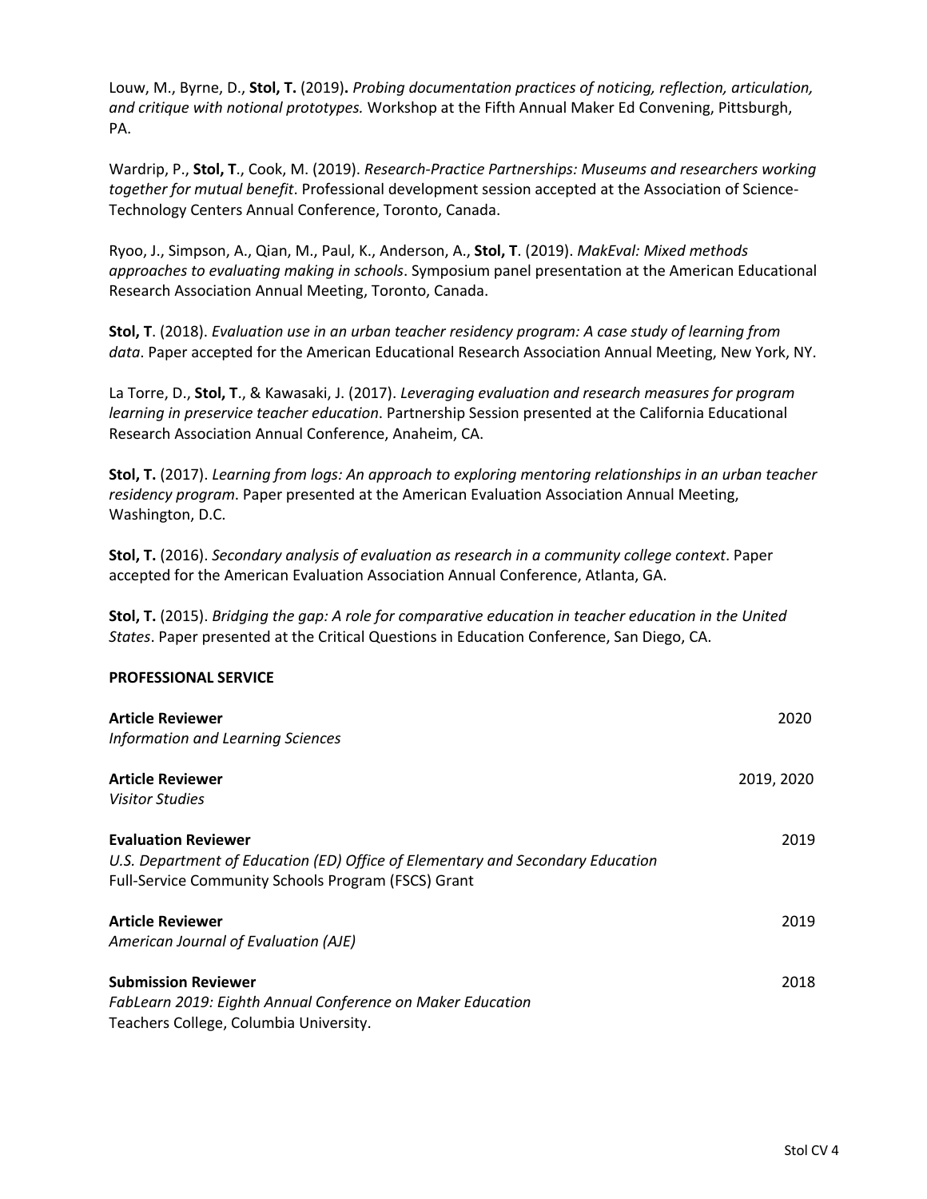Louw, M., Byrne, D., **Stol, T.** (2019)**.** *Probing documentation practices of noticing, reflection, articulation, and critique with notional prototypes.* Workshop at the Fifth Annual Maker Ed Convening, Pittsburgh, PA.

Wardrip, P., **Stol, T**., Cook, M. (2019). *Research-Practice Partnerships: Museums and researchers working together for mutual benefit*. Professional development session accepted at the Association of Science-Technology Centers Annual Conference, Toronto, Canada.

Ryoo, J., Simpson, A., Qian, M., Paul, K., Anderson, A., **Stol, T**. (2019). *MakEval: Mixed methods approaches to evaluating making in schools*. Symposium panel presentation at the American Educational Research Association Annual Meeting, Toronto, Canada.

**Stol, T**. (2018). *Evaluation use in an urban teacher residency program: A case study of learning from data*. Paper accepted for the American Educational Research Association Annual Meeting, New York, NY.

La Torre, D., **Stol, T**., & Kawasaki, J. (2017). *Leveraging evaluation and research measures for program learning in preservice teacher education*. Partnership Session presented at the California Educational Research Association Annual Conference, Anaheim, CA.

**Stol, T.** (2017). *Learning from logs: An approach to exploring mentoring relationships in an urban teacher residency program*. Paper presented at the American Evaluation Association Annual Meeting, Washington, D.C.

**Stol, T.** (2016). *Secondary analysis of evaluation as research in a community college context*. Paper accepted for the American Evaluation Association Annual Conference, Atlanta, GA.

**Stol, T.** (2015). *Bridging the gap: A role for comparative education in teacher education in the United States*. Paper presented at the Critical Questions in Education Conference, San Diego, CA.

**PROFESSIONAL SERVICE**

**Article Reviewer** 2020
*Information and Learning Sciences*

**Article Reviewer** 2019, 2020
*Visitor Studies*

**Evaluation Reviewer** 2019
*U.S. Department of Education (ED) Office of Elementary and Secondary Education*
Full-Service Community Schools Program (FSCS) Grant

**Article Reviewer** 2019
*American Journal of Evaluation (AJE)*

**Submission Reviewer** 2018
*FabLearn 2019: Eighth Annual Conference on Maker Education*
Teachers College, Columbia University.